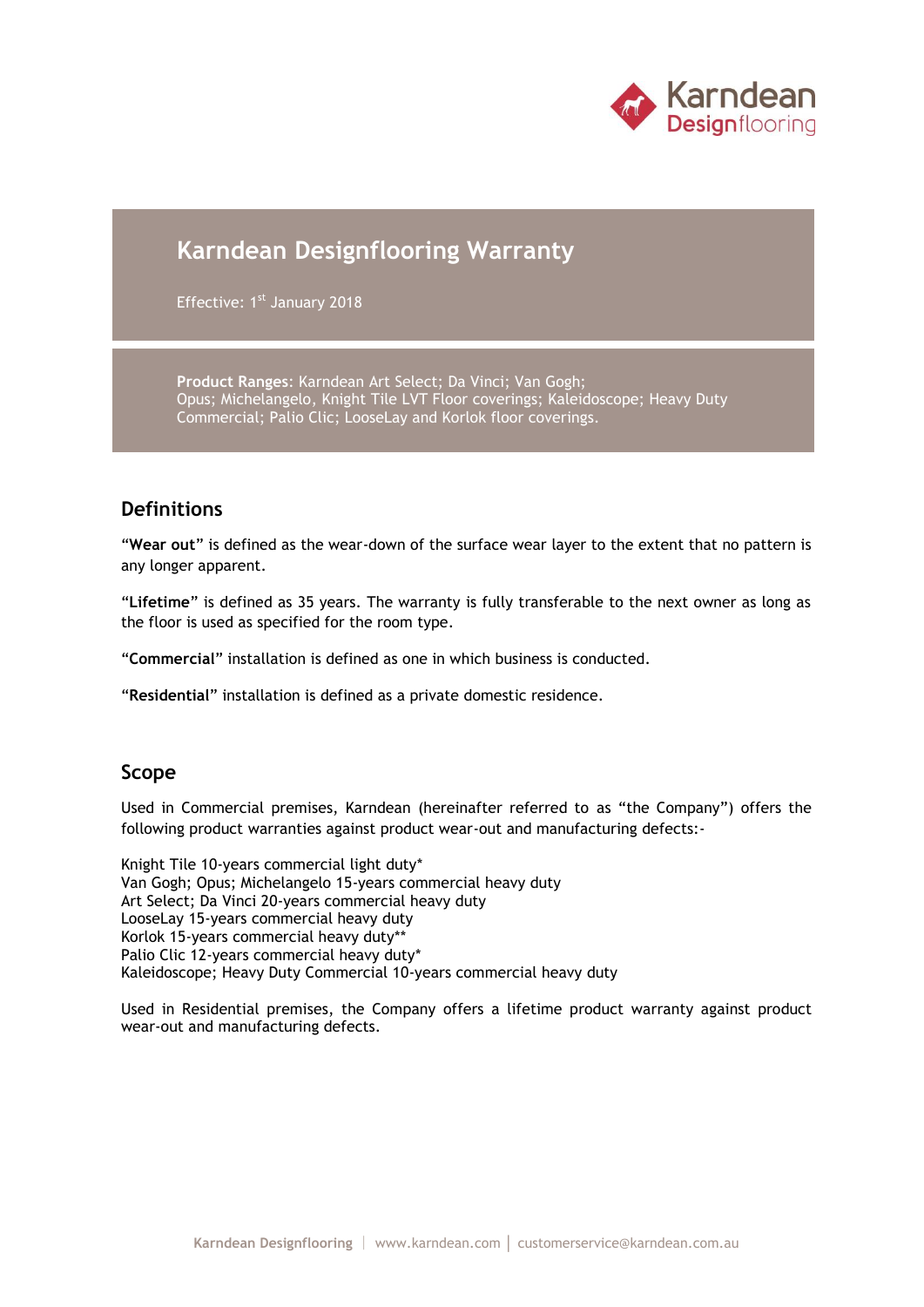# Karndean Designflooring Warranty

Effective: 1st January 2018

**Product Ranges**: Karndean Art Select; Da Vinci; Van Gogh; Opus; Michelangelo, Knight Tile LVT Floor coverings; Kaleidoscope; Heavy Duty Commercial; Palio Clic; LooseLay and Korlok floor coverings.

## Definitions

"**Wear out**" is defined as the wear-down of the surface wear layer to the extent that no pattern is any longer apparent.

"**Lifetime**" is defined as 35 years. The warranty is fully transferable to the next owner as long as the floor is used as specified for the room type.

"**Commercial**" installation is defined as one in which business is conducted.

"**Residential**" installation is defined as a private domestic residence.

## Scope

Used in Commercial premises, Karndean (hereinafter referred to as "the Company") offers the following product warranties against product wear-out and manufacturing defects:-

Knight Tile 10-years commercial light duty*
Van Gogh; Opus; Michelangelo 15-years commercial heavy duty
Art Select; Da Vinci 20-years commercial heavy duty
LooseLay 15-years commercial heavy duty
Korlok 15-years commercial heavy duty**
Palio Clic 12-years commercial heavy duty*
Kaleidoscope; Heavy Duty Commercial 10-years commercial heavy duty

Used in Residential premises, the Company offers a lifetime product warranty against product wear-out and manufacturing defects.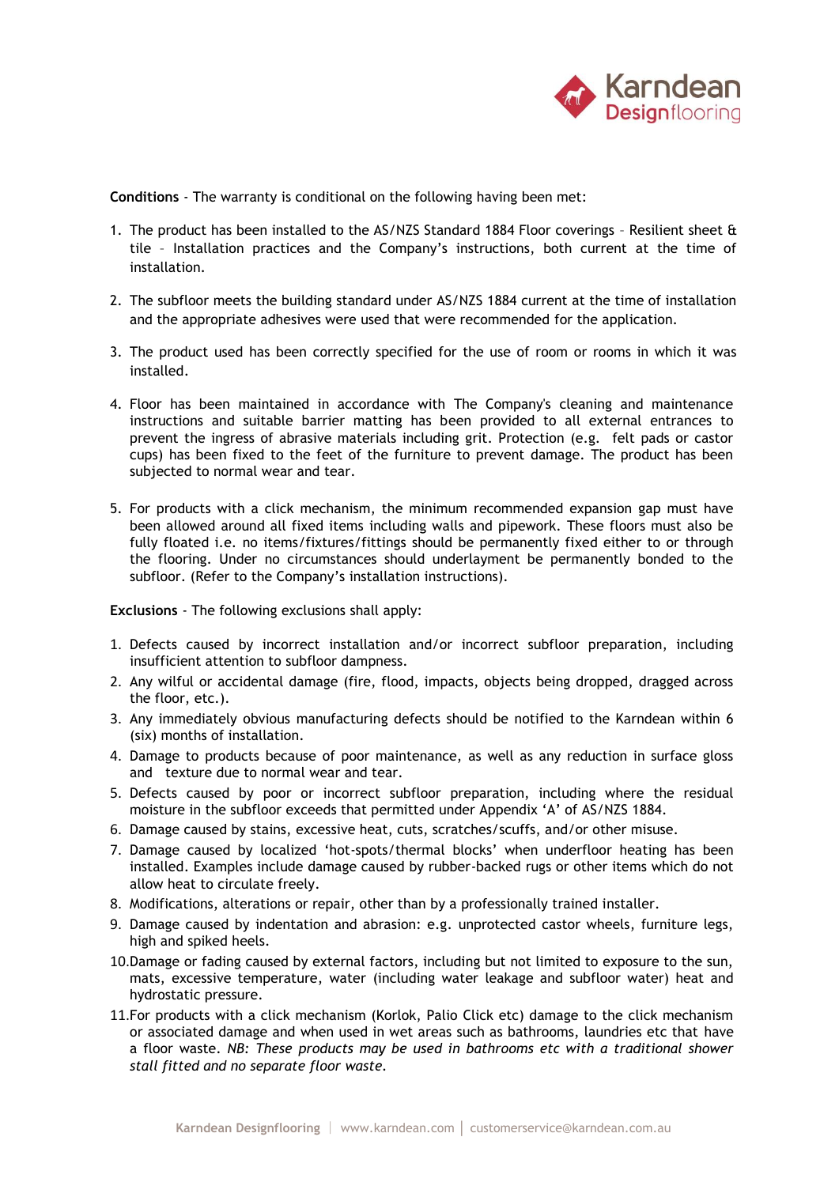**Conditions** - The warranty is conditional on the following having been met:

1. The product has been installed to the AS/NZS Standard 1884 Floor coverings – Resilient sheet & tile – Installation practices and the Company's instructions, both current at the time of installation.

2. The subfloor meets the building standard under AS/NZS 1884 current at the time of installation and the appropriate adhesives were used that were recommended for the application.

3. The product used has been correctly specified for the use of room or rooms in which it was installed.

4. Floor has been maintained in accordance with The Company's cleaning and maintenance instructions and suitable barrier matting has been provided to all external entrances to prevent the ingress of abrasive materials including grit. Protection (e.g. felt pads or castor cups) has been fixed to the feet of the furniture to prevent damage. The product has been subjected to normal wear and tear.

5. For products with a click mechanism, the minimum recommended expansion gap must have been allowed around all fixed items including walls and pipework. These floors must also be fully floated i.e. no items/fixtures/fittings should be permanently fixed either to or through the flooring. Under no circumstances should underlayment be permanently bonded to the subfloor. (Refer to the Company's installation instructions).

**Exclusions** - The following exclusions shall apply:

1. Defects caused by incorrect installation and/or incorrect subfloor preparation, including insufficient attention to subfloor dampness.
2. Any wilful or accidental damage (fire, flood, impacts, objects being dropped, dragged across the floor, etc.).
3. Any immediately obvious manufacturing defects should be notified to the Karndean within 6 (six) months of installation.
4. Damage to products because of poor maintenance, as well as any reduction in surface gloss and texture due to normal wear and tear.
5. Defects caused by poor or incorrect subfloor preparation, including where the residual moisture in the subfloor exceeds that permitted under Appendix 'A' of AS/NZS 1884.
6. Damage caused by stains, excessive heat, cuts, scratches/scuffs, and/or other misuse.
7. Damage caused by localized 'hot-spots/thermal blocks' when underfloor heating has been installed. Examples include damage caused by rubber-backed rugs or other items which do not allow heat to circulate freely.
8. Modifications, alterations or repair, other than by a professionally trained installer.
9. Damage caused by indentation and abrasion: e.g. unprotected castor wheels, furniture legs, high and spiked heels.
10. Damage or fading caused by external factors, including but not limited to exposure to the sun, mats, excessive temperature, water (including water leakage and subfloor water) heat and hydrostatic pressure.
11. For products with a click mechanism (Korlok, Palio Click etc) damage to the click mechanism or associated damage and when used in wet areas such as bathrooms, laundries etc that have a floor waste. *NB: These products may be used in bathrooms etc with a traditional shower stall fitted and no separate floor waste.*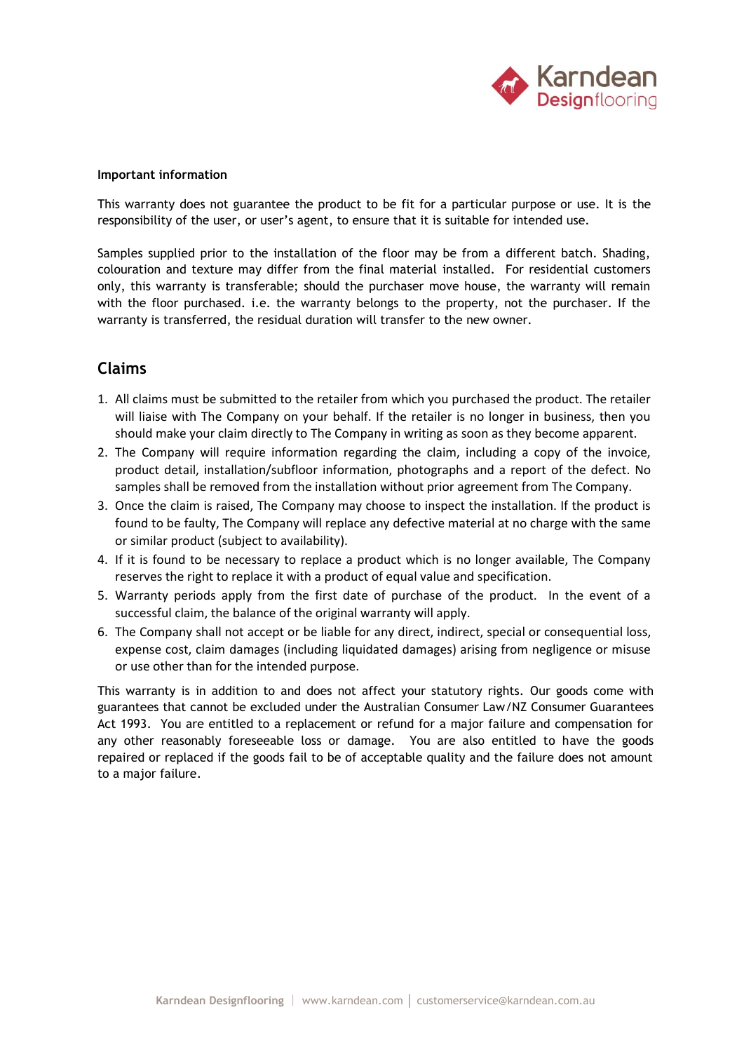**Important information**

This warranty does not guarantee the product to be fit for a particular purpose or use. It is the responsibility of the user, or user's agent, to ensure that it is suitable for intended use.

Samples supplied prior to the installation of the floor may be from a different batch. Shading, colouration and texture may differ from the final material installed. For residential customers only, this warranty is transferable; should the purchaser move house, the warranty will remain with the floor purchased. i.e. the warranty belongs to the property, not the purchaser. If the warranty is transferred, the residual duration will transfer to the new owner.

## Claims

1. All claims must be submitted to the retailer from which you purchased the product. The retailer will liaise with The Company on your behalf. If the retailer is no longer in business, then you should make your claim directly to The Company in writing as soon as they become apparent.
2. The Company will require information regarding the claim, including a copy of the invoice, product detail, installation/subfloor information, photographs and a report of the defect. No samples shall be removed from the installation without prior agreement from The Company.
3. Once the claim is raised, The Company may choose to inspect the installation. If the product is found to be faulty, The Company will replace any defective material at no charge with the same or similar product (subject to availability).
4. If it is found to be necessary to replace a product which is no longer available, The Company reserves the right to replace it with a product of equal value and specification.
5. Warranty periods apply from the first date of purchase of the product. In the event of a successful claim, the balance of the original warranty will apply.
6. The Company shall not accept or be liable for any direct, indirect, special or consequential loss, expense cost, claim damages (including liquidated damages) arising from negligence or misuse or use other than for the intended purpose.

This warranty is in addition to and does not affect your statutory rights. Our goods come with guarantees that cannot be excluded under the Australian Consumer Law/NZ Consumer Guarantees Act 1993. You are entitled to a replacement or refund for a major failure and compensation for any other reasonably foreseeable loss or damage. You are also entitled to have the goods repaired or replaced if the goods fail to be of acceptable quality and the failure does not amount to a major failure.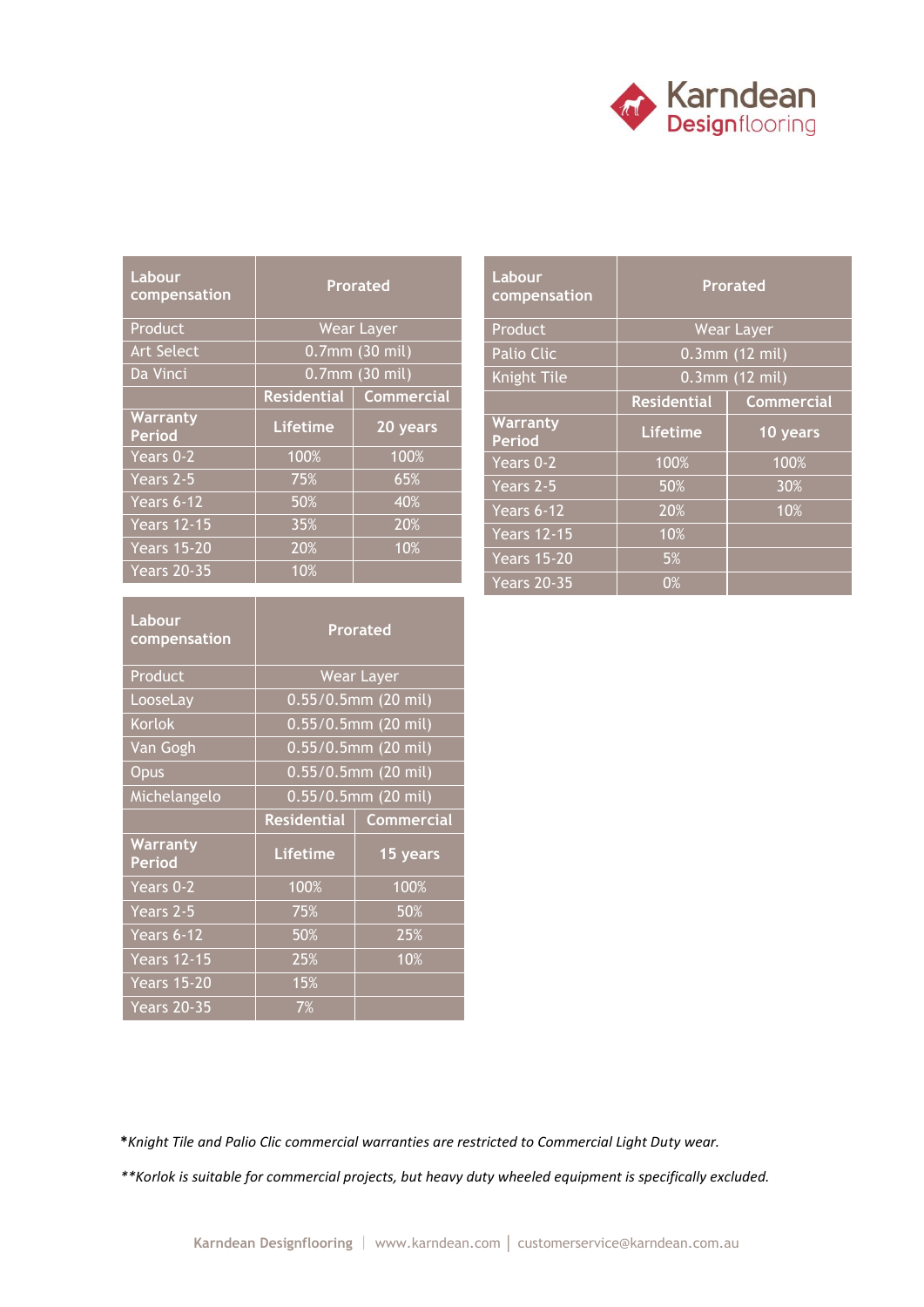| Labour compensation | Prorated | |
|---|---|---|
| Product | Wear Layer | |
| Art Select | 0.7mm (30 mil) | |
| Da Vinci | 0.7mm (30 mil) | |
| | Residential | Commercial |
| Warranty Period | Lifetime | 20 years |
| Years 0-2 | 100% | 100% |
| Years 2-5 | 75% | 65% |
| Years 6-12 | 50% | 40% |
| Years 12-15 | 35% | 20% |
| Years 15-20 | 20% | 10% |
| Years 20-35 | 10% | |

| Labour compensation | Prorated | |
|---|---|---|
| Product | Wear Layer | |
| LooseLay | 0.55/0.5mm (20 mil) | |
| Korlok | 0.55/0.5mm (20 mil) | |
| Van Gogh | 0.55/0.5mm (20 mil) | |
| Opus | 0.55/0.5mm (20 mil) | |
| Michelangelo | 0.55/0.5mm (20 mil) | |
| | Residential | Commercial |
| Warranty Period | Lifetime | 15 years |
| Years 0-2 | 100% | 100% |
| Years 2-5 | 75% | 50% |
| Years 6-12 | 50% | 25% |
| Years 12-15 | 25% | 10% |
| Years 15-20 | 15% | |
| Years 20-35 | 7% | |

| Labour compensation | Prorated | |
|---|---|---|
| Product | Wear Layer | |
| Palio Clic | 0.3mm (12 mil) | |
| Knight Tile | 0.3mm (12 mil) | |
| | Residential | Commercial |
| Warranty Period | Lifetime | 10 years |
| Years 0-2 | 100% | 100% |
| Years 2-5 | 50% | 30% |
| Years 6-12 | 20% | 10% |
| Years 12-15 | 10% | |
| Years 15-20 | 5% | |
| Years 20-35 | 0% | |

*Knight Tile and Palio Clic commercial warranties are restricted to Commercial Light Duty wear.*

*\*\*Korlok is suitable for commercial projects, but heavy duty wheeled equipment is specifically excluded.*